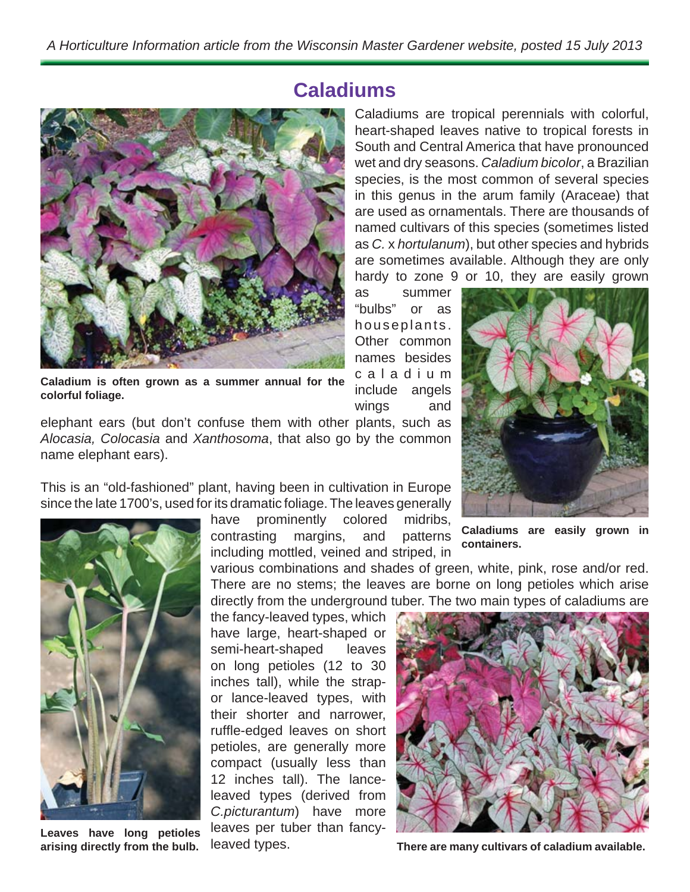# Caladiums

Caladiums are tropical perennials with colorful, heart-shaped leaves native to tropical forests in South and Central America that have pronounced wet and dry seasons. *Caladium bicolor*, a Brazilian species, is the most common of several species in this genus in the arum family (Araceae) that are used as ornamentals. There are thousands of named cultivars of this species (sometimes listed as *C.* x *hortulanum*), but other species and hybrids are sometimes available. Although they are only hardy to zone 9 or 10, they are easily grown as summer "bulbs" or as houseplants. Other common names besides caladium include angels wings and elephant ears (but don't confuse them with other plants, such as *Alocasia, Colocasia* and *Xanthosoma*, that also go by the common name elephant ears).

**Caladium is often grown as a summer annual for the colorful foliage.**

**Caladiums are easily grown in containers.**

This is an "old-fashioned" plant, having been in cultivation in Europe since the late 1700's, used for its dramatic foliage. The leaves generally have prominently colored midribs, contrasting margins, and patterns including mottled, veined and striped, in various combinations and shades of green, white, pink, rose and/or red. There are no stems; the leaves are borne on long petioles which arise directly from the underground tuber. The two main types of caladiums are the fancy-leaved types, which have large, heart-shaped or semi-heart-shaped leaves on long petioles (12 to 30 inches tall), while the strap- or lance-leaved types, with their shorter and narrower, ruffle-edged leaves on short petioles, are generally more compact (usually less than 12 inches tall). The lance-leaved types (derived from *C.picturantum*) have more leaves per tuber than fancy-leaved types.

**Leaves have long petioles arising directly from the bulb.**

**There are many cultivars of caladium available.**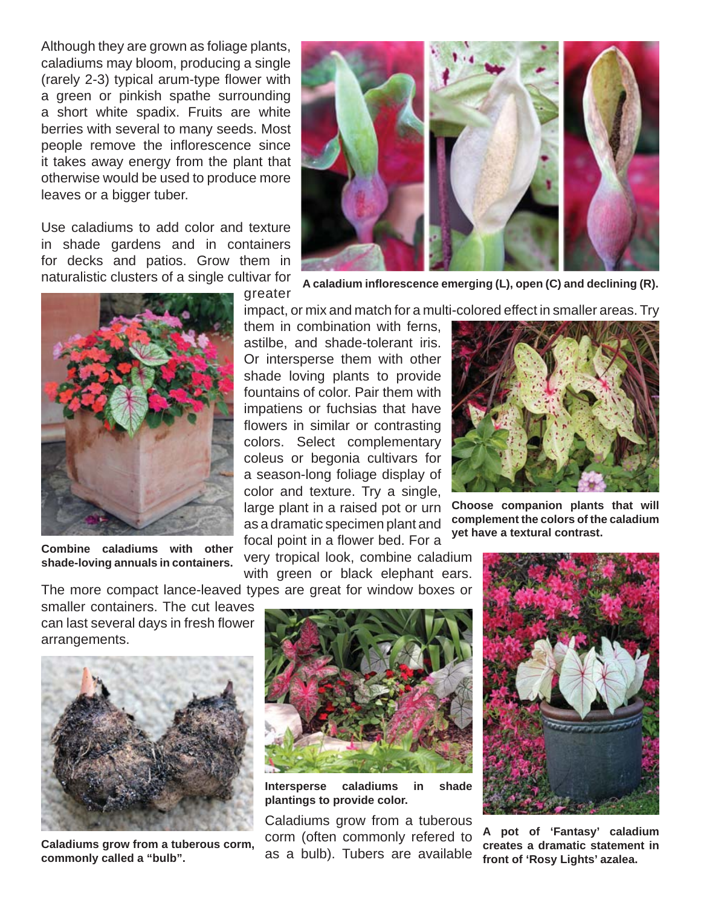Although they are grown as foliage plants, caladiums may bloom, producing a single (rarely 2-3) typical arum-type flower with a green or pinkish spathe surrounding a short white spadix. Fruits are white berries with several to many seeds. Most people remove the inflorescence since it takes away energy from the plant that otherwise would be used to produce more leaves or a bigger tuber.

**A caladium inflorescence emerging (L), open (C) and declining (R).**

Use caladiums to add color and texture in shade gardens and in containers for decks and patios. Grow them in naturalistic clusters of a single cultivar for greater impact, or mix and match for a multi-colored effect in smaller areas. Try them in combination with ferns, astilbe, and shade-tolerant iris. Or intersperse them with other shade loving plants to provide fountains of color. Pair them with impatiens or fuchsias that have flowers in similar or contrasting colors. Select complementary coleus or begonia cultivars for a season-long foliage display of color and texture. Try a single, large plant in a raised pot or urn as a dramatic specimen plant and focal point in a flower bed. For a very tropical look, combine caladium with green or black elephant ears. The more compact lance-leaved types are great for window boxes or smaller containers. The cut leaves can last several days in fresh flower arrangements.

**Combine caladiums with other shade-loving annuals in containers.**

**Choose companion plants that will complement the colors of the caladium yet have a textural contrast.**

**Caladiums grow from a tuberous corm, commonly called a "bulb".**

**Intersperse caladiums in shade plantings to provide color.**

**A pot of 'Fantasy' caladium creates a dramatic statement in front of 'Rosy Lights' azalea.**

Caladiums grow from a tuberous corm (often commonly refered to as a bulb). Tubers are available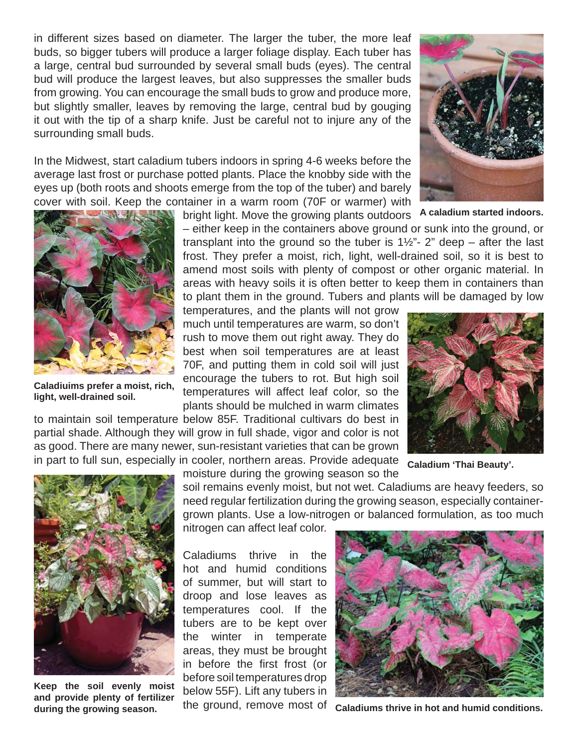in different sizes based on diameter. The larger the tuber, the more leaf buds, so bigger tubers will produce a larger foliage display. Each tuber has a large, central bud surrounded by several small buds (eyes). The central bud will produce the largest leaves, but also suppresses the smaller buds from growing. You can encourage the small buds to grow and produce more, but slightly smaller, leaves by removing the large, central bud by gouging it out with the tip of a sharp knife. Just be careful not to injure any of the surrounding small buds.

In the Midwest, start caladium tubers indoors in spring 4-6 weeks before the average last frost or purchase potted plants. Place the knobby side with the eyes up (both roots and shoots emerge from the top of the tuber) and barely cover with soil. Keep the container in a warm room (70F or warmer) with bright light. Move the growing plants outdoors – either keep in the containers above ground or sunk into the ground, or transplant into the ground so the tuber is 1½"- 2" deep – after the last frost. They prefer a moist, rich, light, well-drained soil, so it is best to amend most soils with plenty of compost or other organic material. In areas with heavy soils it is often better to keep them in containers than to plant them in the ground. Tubers and plants will be damaged by low temperatures, and the plants will not grow much until temperatures are warm, so don't rush to move them out right away. They do best when soil temperatures are at least 70F, and putting them in cold soil will just encourage the tubers to rot. But high soil temperatures will affect leaf color, so the plants should be mulched in warm climates to maintain soil temperature below 85F. Traditional cultivars do best in partial shade. Although they will grow in full shade, vigor and color is not as good. There are many newer, sun-resistant varieties that can be grown in part to full sun, especially in cooler, northern areas. Provide adequate moisture during the growing season so the soil remains evenly moist, but not wet. Caladiums are heavy feeders, so need regular fertilization during the growing season, especially container-grown plants. Use a low-nitrogen or balanced formulation, as too much nitrogen can affect leaf color.

**A caladium started indoors.**

**Caladiuims prefer a moist, rich, light, well-drained soil.**

**Caladium 'Thai Beauty'.**

Caladiums thrive in the hot and humid conditions of summer, but will start to droop and lose leaves as temperatures cool. If the tubers are to be kept over the winter in temperate areas, they must be brought in before the first frost (or before soil temperatures drop below 55F). Lift any tubers in the ground, remove most of

**Keep the soil evenly moist and provide plenty of fertilizer during the growing season.**

**Caladiums thrive in hot and humid conditions.**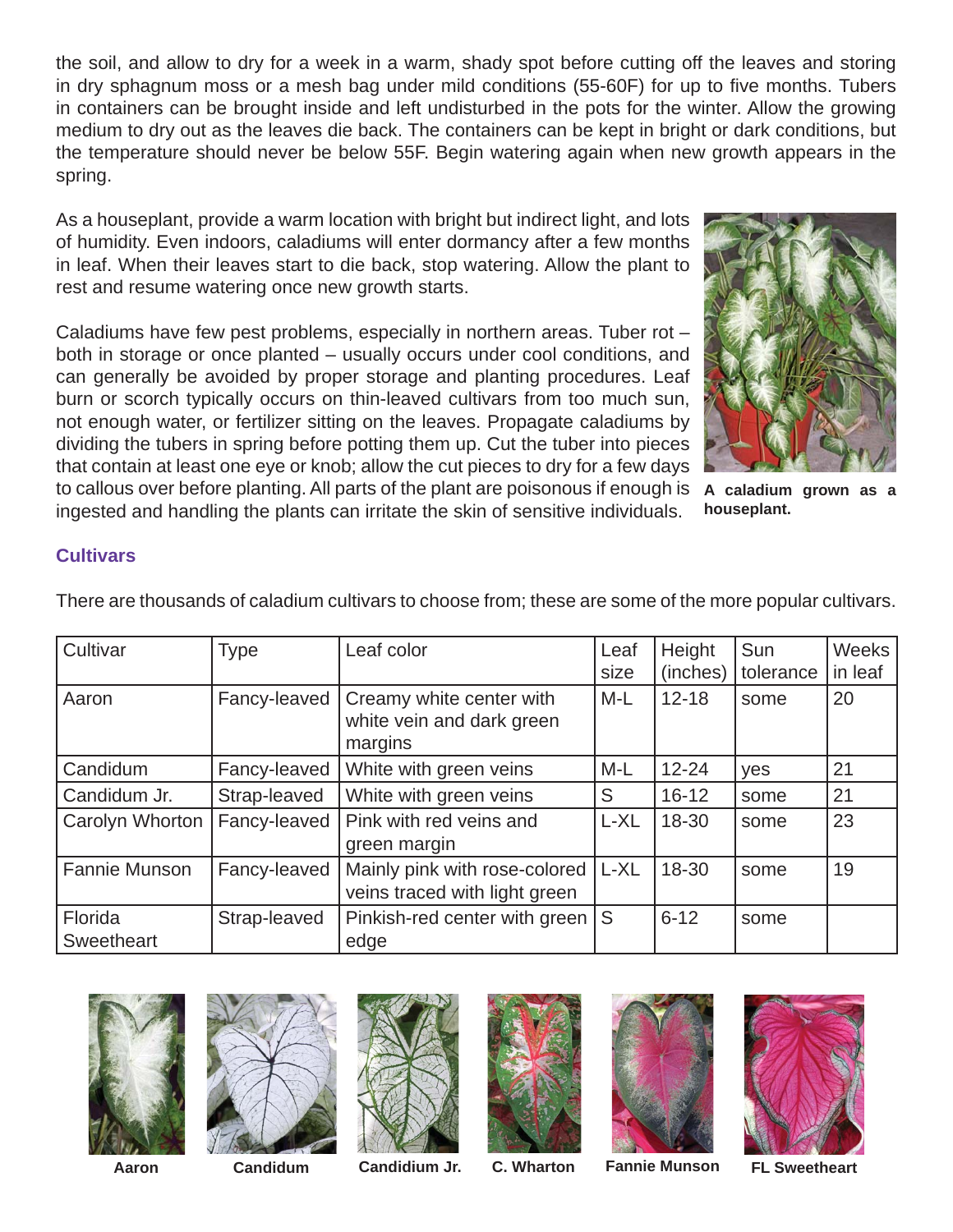the soil, and allow to dry for a week in a warm, shady spot before cutting off the leaves and storing in dry sphagnum moss or a mesh bag under mild conditions (55-60F) for up to five months. Tubers in containers can be brought inside and left undisturbed in the pots for the winter. Allow the growing medium to dry out as the leaves die back. The containers can be kept in bright or dark conditions, but the temperature should never be below 55F. Begin watering again when new growth appears in the spring.

As a houseplant, provide a warm location with bright but indirect light, and lots of humidity. Even indoors, caladiums will enter dormancy after a few months in leaf. When their leaves start to die back, stop watering. Allow the plant to rest and resume watering once new growth starts.

Caladiums have few pest problems, especially in northern areas. Tuber rot – both in storage or once planted – usually occurs under cool conditions, and can generally be avoided by proper storage and planting procedures. Leaf burn or scorch typically occurs on thin-leaved cultivars from too much sun, not enough water, or fertilizer sitting on the leaves. Propagate caladiums by dividing the tubers in spring before potting them up. Cut the tuber into pieces that contain at least one eye or knob; allow the cut pieces to dry for a few days to callous over before planting. All parts of the plant are poisonous if enough is ingested and handling the plants can irritate the skin of sensitive individuals.

**A caladium grown as a houseplant.**

### Cultivars

There are thousands of caladium cultivars to choose from; these are some of the more popular cultivars.

| Cultivar | Type | Leaf color | Leaf size | Height (inches) | Sun tolerance | Weeks in leaf |
|---|---|---|---|---|---|---|
| Aaron | Fancy-leaved | Creamy white center with white vein and dark green margins | M-L | 12-18 | some | 20 |
| Candidum | Fancy-leaved | White with green veins | M-L | 12-24 | yes | 21 |
| Candidum Jr. | Strap-leaved | White with green veins | S | 16-12 | some | 21 |
| Carolyn Whorton | Fancy-leaved | Pink with red veins and green margin | L-XL | 18-30 | some | 23 |
| Fannie Munson | Fancy-leaved | Mainly pink with rose-colored veins traced with light green | L-XL | 18-30 | some | 19 |
| Florida Sweetheart | Strap-leaved | Pinkish-red center with green edge | S | 6-12 | some | |

**Aaron** **Candidum** **Candidium Jr.** **C. Wharton** **Fannie Munson** **FL Sweetheart**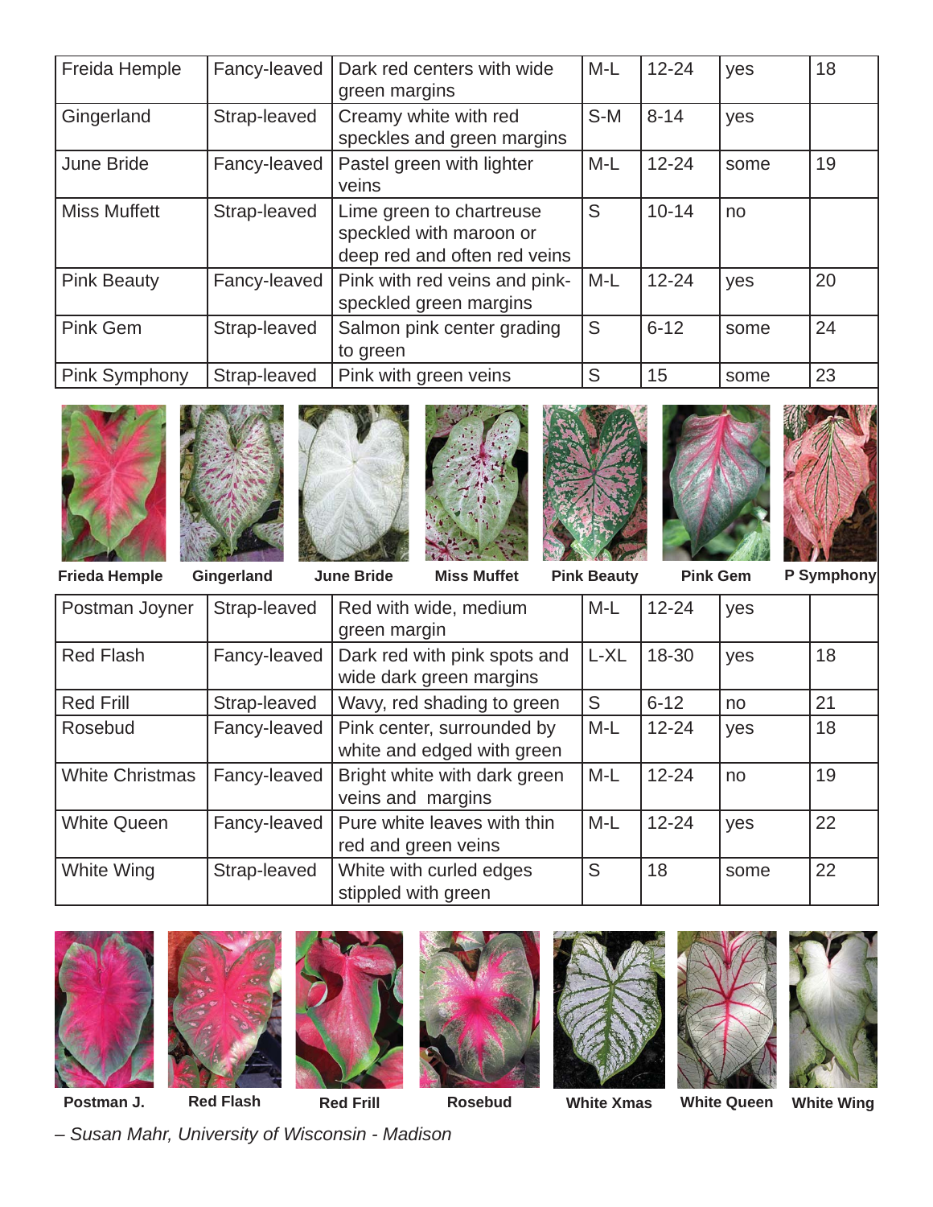| | | | | | | |
|---|---|---|---|---|---|---|
| Freida Hemple | Fancy-leaved | Dark red centers with wide green margins | M-L | 12-24 | yes | 18 |
| Gingerland | Strap-leaved | Creamy white with red speckles and green margins | S-M | 8-14 | yes | |
| June Bride | Fancy-leaved | Pastel green with lighter veins | M-L | 12-24 | some | 19 |
| Miss Muffett | Strap-leaved | Lime green to chartreuse speckled with maroon or deep red and often red veins | S | 10-14 | no | |
| Pink Beauty | Fancy-leaved | Pink with red veins and pink-speckled green margins | M-L | 12-24 | yes | 20 |
| Pink Gem | Strap-leaved | Salmon pink center grading to green | S | 6-12 | some | 24 |
| Pink Symphony | Strap-leaved | Pink with green veins | S | 15 | some | 23 |

**Frieda Hemple** **Gingerland** **June Bride** **Miss Muffet** **Pink Beauty** **Pink Gem** **P Symphony**

| | | | | | | |
|---|---|---|---|---|---|---|
| Postman Joyner | Strap-leaved | Red with wide, medium green margin | M-L | 12-24 | yes | |
| Red Flash | Fancy-leaved | Dark red with pink spots and wide dark green margins | L-XL | 18-30 | yes | 18 |
| Red Frill | Strap-leaved | Wavy, red shading to green | S | 6-12 | no | 21 |
| Rosebud | Fancy-leaved | Pink center, surrounded by white and edged with green | M-L | 12-24 | yes | 18 |
| White Christmas | Fancy-leaved | Bright white with dark green veins and margins | M-L | 12-24 | no | 19 |
| White Queen | Fancy-leaved | Pure white leaves with thin red and green veins | M-L | 12-24 | yes | 22 |
| White Wing | Strap-leaved | White with curled edges stippled with green | S | 18 | some | 22 |

**Postman J.** **Red Flash** **Red Frill** **Rosebud** **White Xmas** **White Queen** **White Wing**

*– Susan Mahr, University of Wisconsin - Madison*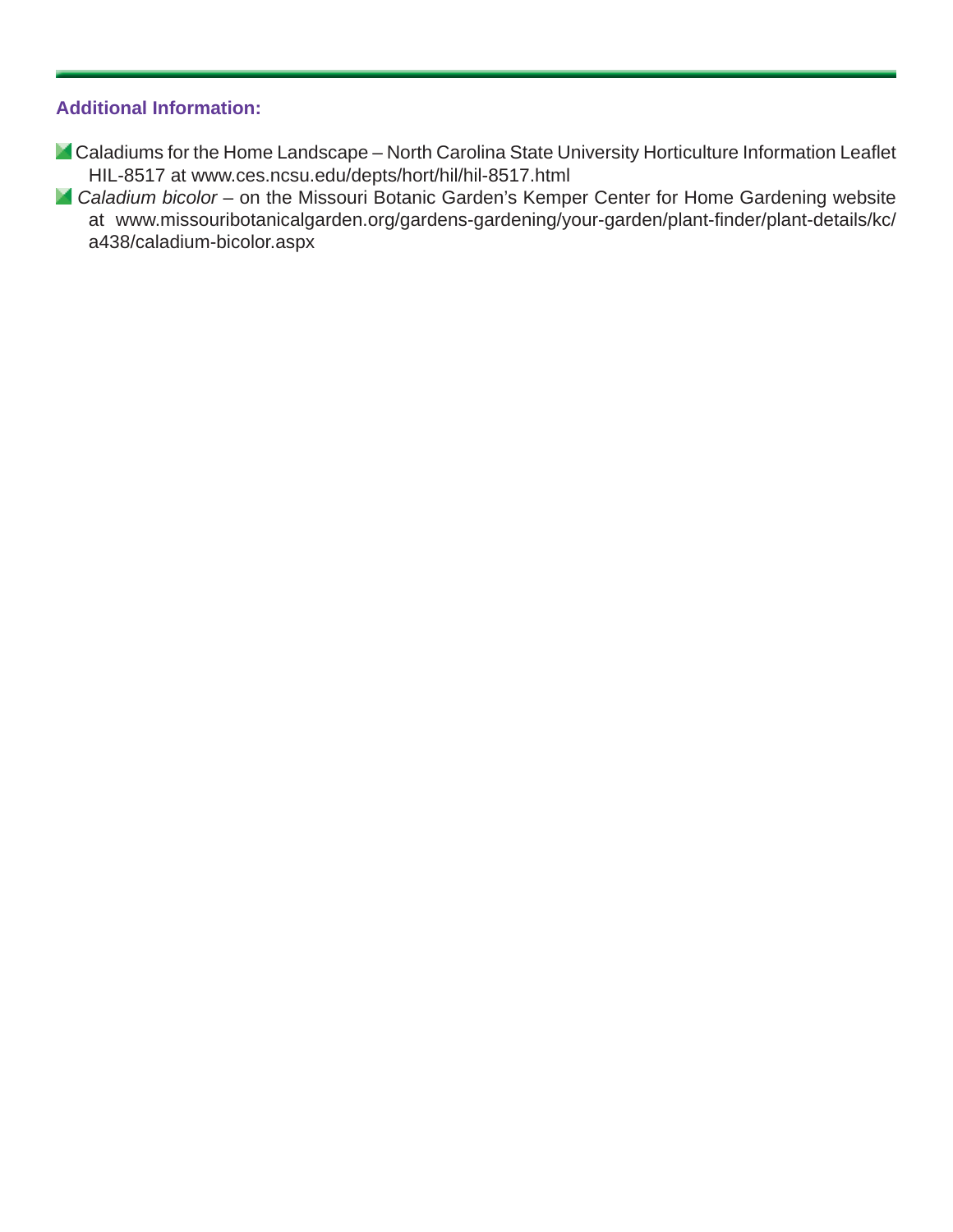### Additional Information:

- Caladiums for the Home Landscape – North Carolina State University Horticulture Information Leaflet HIL-8517 at www.ces.ncsu.edu/depts/hort/hil/hil-8517.html
- *Caladium bicolor* – on the Missouri Botanic Garden's Kemper Center for Home Gardening website at www.missouribotanicalgarden.org/gardens-gardening/your-garden/plant-finder/plant-details/kc/a438/caladium-bicolor.aspx